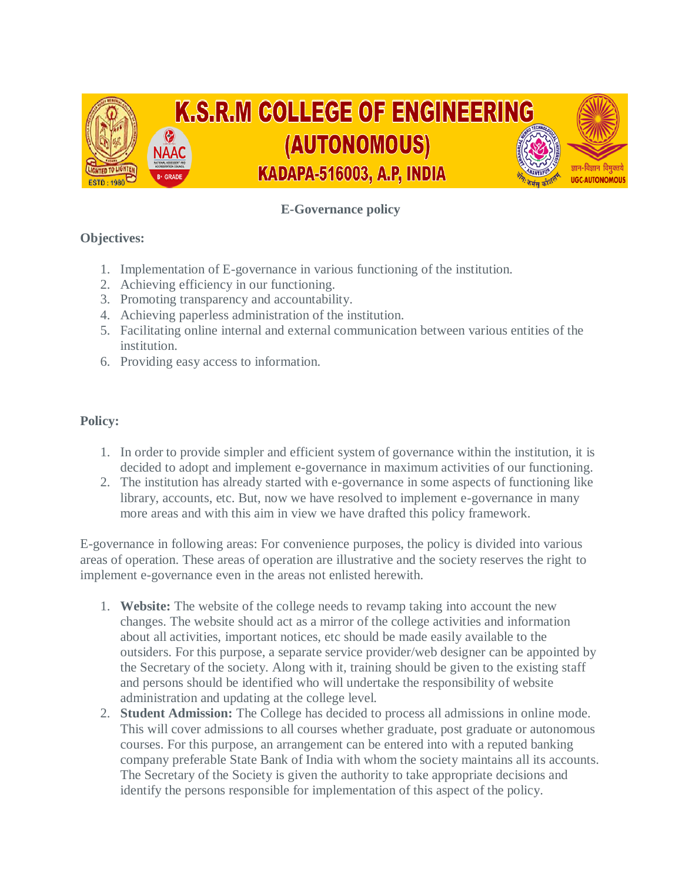# K.S.R.M COLLEGE OF ENGINEERING (AUTONOMOUS)

## KADAPA-516003, A.P, INDIA

## E-Governance policy

**Objectives:**

1. Implementation of E-governance in various functioning of the institution.
2. Achieving efficiency in our functioning.
3. Promoting transparency and accountability.
4. Achieving paperless administration of the institution.
5. Facilitating online internal and external communication between various entities of the institution.
6. Providing easy access to information.

**Policy:**

1. In order to provide simpler and efficient system of governance within the institution, it is decided to adopt and implement e-governance in maximum activities of our functioning.
2. The institution has already started with e-governance in some aspects of functioning like library, accounts, etc. But, now we have resolved to implement e-governance in many more areas and with this aim in view we have drafted this policy framework.

E-governance in following areas: For convenience purposes, the policy is divided into various areas of operation. These areas of operation are illustrative and the society reserves the right to implement e-governance even in the areas not enlisted herewith.

1. **Website:** The website of the college needs to revamp taking into account the new changes. The website should act as a mirror of the college activities and information about all activities, important notices, etc should be made easily available to the outsiders. For this purpose, a separate service provider/web designer can be appointed by the Secretary of the society. Along with it, training should be given to the existing staff and persons should be identified who will undertake the responsibility of website administration and updating at the college level.
2. **Student Admission:** The College has decided to process all admissions in online mode. This will cover admissions to all courses whether graduate, post graduate or autonomous courses. For this purpose, an arrangement can be entered into with a reputed banking company preferable State Bank of India with whom the society maintains all its accounts. The Secretary of the Society is given the authority to take appropriate decisions and identify the persons responsible for implementation of this aspect of the policy.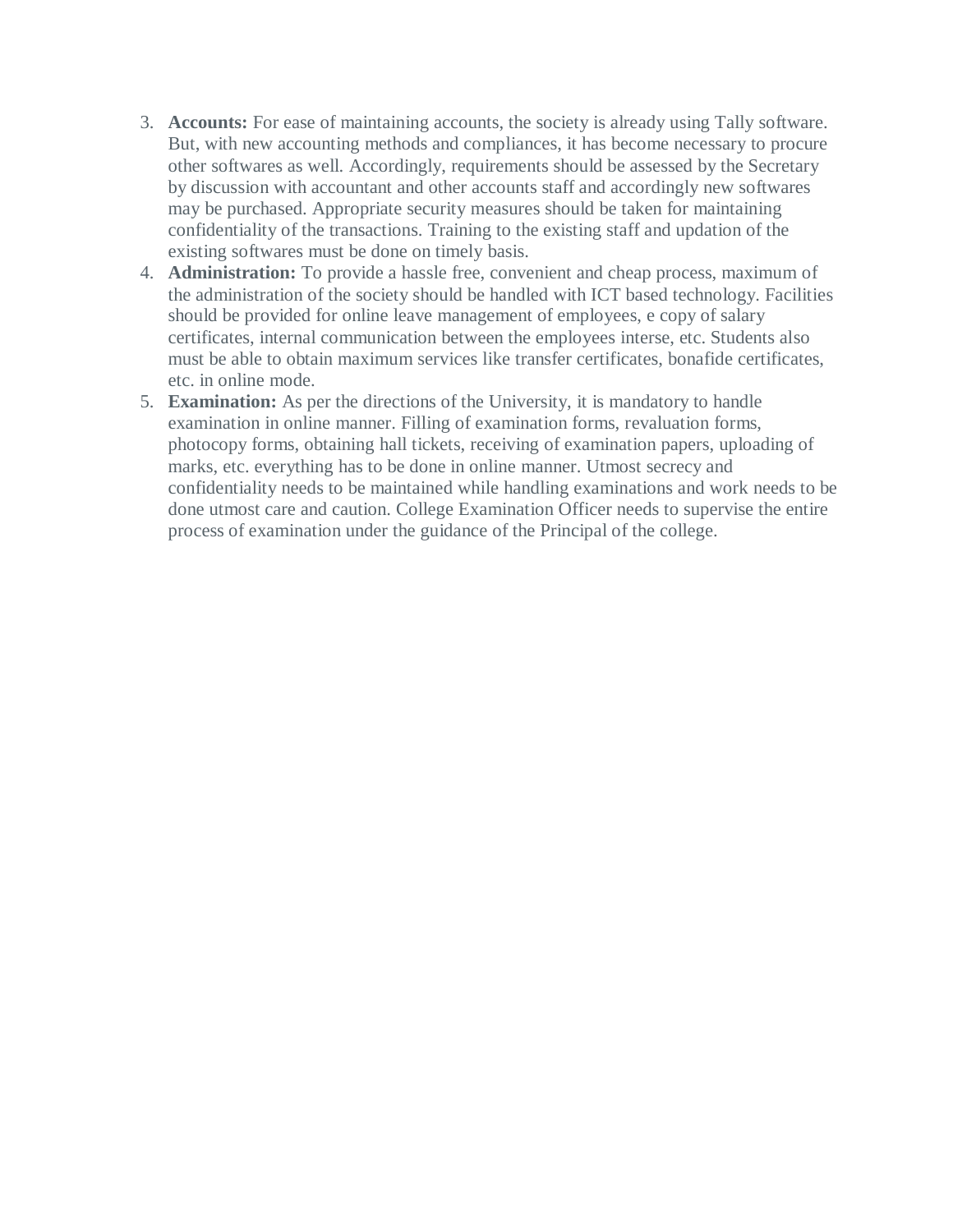3. **Accounts:** For ease of maintaining accounts, the society is already using Tally software. But, with new accounting methods and compliances, it has become necessary to procure other softwares as well. Accordingly, requirements should be assessed by the Secretary by discussion with accountant and other accounts staff and accordingly new softwares may be purchased. Appropriate security measures should be taken for maintaining confidentiality of the transactions. Training to the existing staff and updation of the existing softwares must be done on timely basis.
4. **Administration:** To provide a hassle free, convenient and cheap process, maximum of the administration of the society should be handled with ICT based technology. Facilities should be provided for online leave management of employees, e copy of salary certificates, internal communication between the employees interse, etc. Students also must be able to obtain maximum services like transfer certificates, bonafide certificates, etc. in online mode.
5. **Examination:** As per the directions of the University, it is mandatory to handle examination in online manner. Filling of examination forms, revaluation forms, photocopy forms, obtaining hall tickets, receiving of examination papers, uploading of marks, etc. everything has to be done in online manner. Utmost secrecy and confidentiality needs to be maintained while handling examinations and work needs to be done utmost care and caution. College Examination Officer needs to supervise the entire process of examination under the guidance of the Principal of the college.